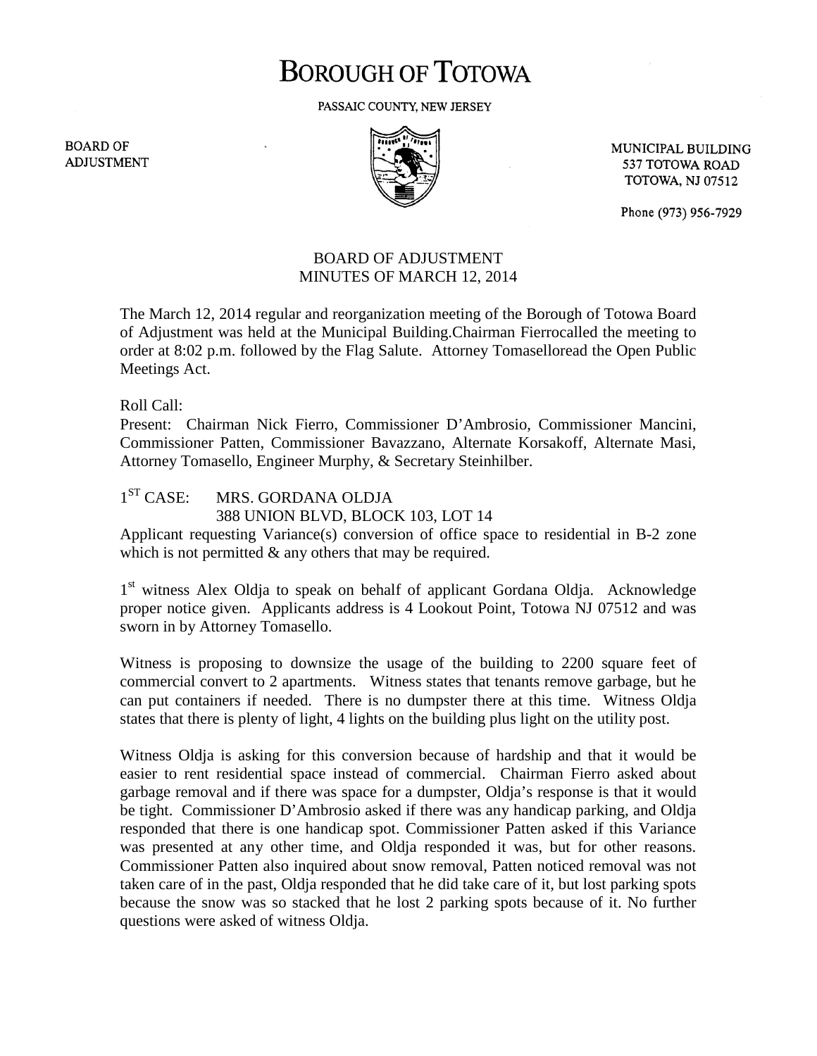# BOROUGH OF TOTOWA

PASSAIC COUNTY, NEW JERSEY

BOARD OF ADJUSTMENT

MUNICIPAL BUILDING
537 TOTOWA ROAD
TOTOWA, NJ 07512

Phone (973) 956-7929

## BOARD OF ADJUSTMENT
## MINUTES OF MARCH 12, 2014

The March 12, 2014 regular and reorganization meeting of the Borough of Totowa Board of Adjustment was held at the Municipal Building.Chairman Fierrocalled the meeting to order at 8:02 p.m. followed by the Flag Salute. Attorney Tomaselloread the Open Public Meetings Act.

Roll Call:
Present: Chairman Nick Fierro, Commissioner D'Ambrosio, Commissioner Mancini, Commissioner Patten, Commissioner Bavazzano, Alternate Korsakoff, Alternate Masi, Attorney Tomasello, Engineer Murphy, & Secretary Steinhilber.

1ST CASE: MRS. GORDANA OLDJA
388 UNION BLVD, BLOCK 103, LOT 14

Applicant requesting Variance(s) conversion of office space to residential in B-2 zone which is not permitted & any others that may be required.

1st witness Alex Oldja to speak on behalf of applicant Gordana Oldja. Acknowledge proper notice given. Applicants address is 4 Lookout Point, Totowa NJ 07512 and was sworn in by Attorney Tomasello.

Witness is proposing to downsize the usage of the building to 2200 square feet of commercial convert to 2 apartments. Witness states that tenants remove garbage, but he can put containers if needed. There is no dumpster there at this time. Witness Oldja states that there is plenty of light, 4 lights on the building plus light on the utility post.

Witness Oldja is asking for this conversion because of hardship and that it would be easier to rent residential space instead of commercial. Chairman Fierro asked about garbage removal and if there was space for a dumpster, Oldja's response is that it would be tight. Commissioner D'Ambrosio asked if there was any handicap parking, and Oldja responded that there is one handicap spot. Commissioner Patten asked if this Variance was presented at any other time, and Oldja responded it was, but for other reasons. Commissioner Patten also inquired about snow removal, Patten noticed removal was not taken care of in the past, Oldja responded that he did take care of it, but lost parking spots because the snow was so stacked that he lost 2 parking spots because of it. No further questions were asked of witness Oldja.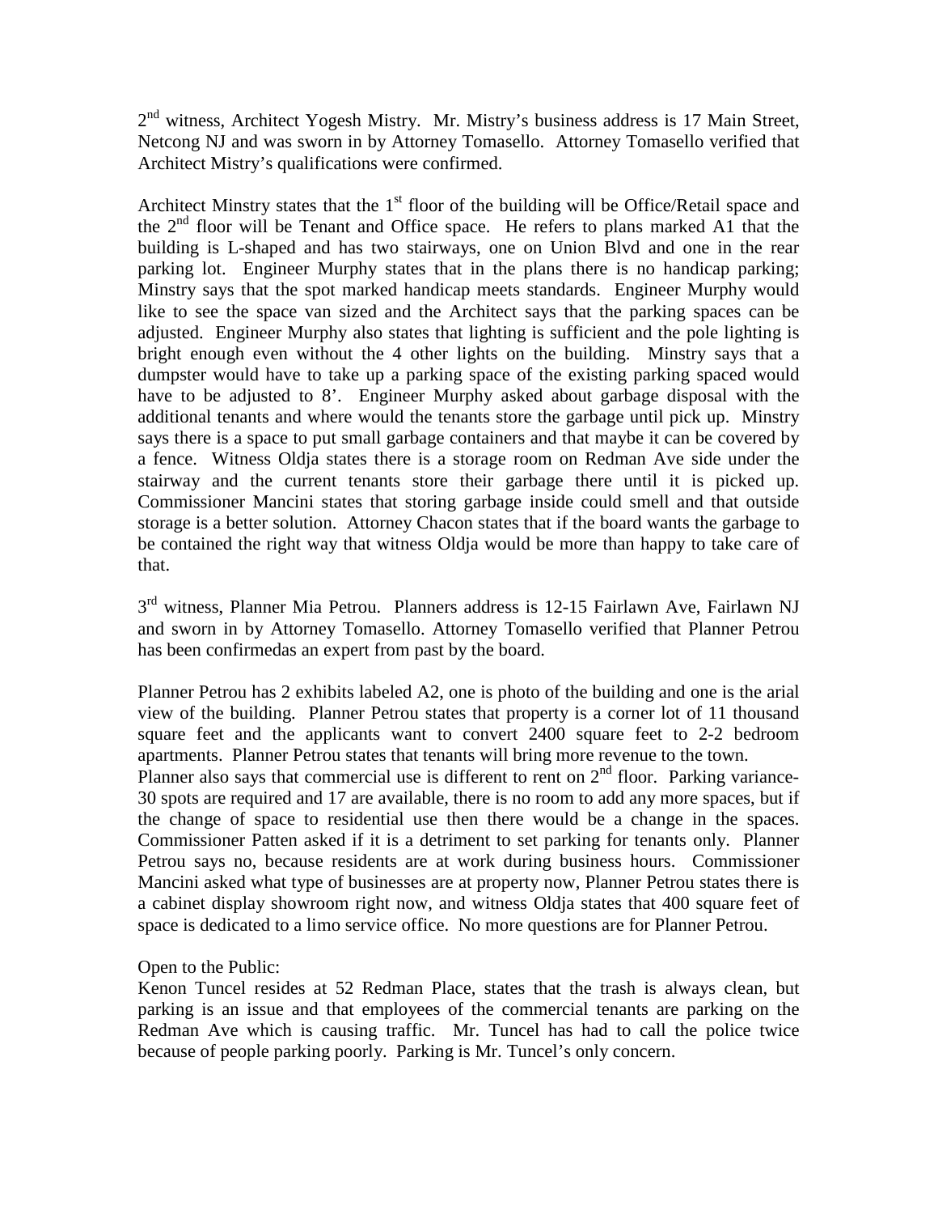2nd witness, Architect Yogesh Mistry. Mr. Mistry's business address is 17 Main Street, Netcong NJ and was sworn in by Attorney Tomasello. Attorney Tomasello verified that Architect Mistry's qualifications were confirmed.

Architect Minstry states that the 1st floor of the building will be Office/Retail space and the 2nd floor will be Tenant and Office space. He refers to plans marked A1 that the building is L-shaped and has two stairways, one on Union Blvd and one in the rear parking lot. Engineer Murphy states that in the plans there is no handicap parking; Minstry says that the spot marked handicap meets standards. Engineer Murphy would like to see the space van sized and the Architect says that the parking spaces can be adjusted. Engineer Murphy also states that lighting is sufficient and the pole lighting is bright enough even without the 4 other lights on the building. Minstry says that a dumpster would have to take up a parking space of the existing parking spaced would have to be adjusted to 8'. Engineer Murphy asked about garbage disposal with the additional tenants and where would the tenants store the garbage until pick up. Minstry says there is a space to put small garbage containers and that maybe it can be covered by a fence. Witness Oldja states there is a storage room on Redman Ave side under the stairway and the current tenants store their garbage there until it is picked up. Commissioner Mancini states that storing garbage inside could smell and that outside storage is a better solution. Attorney Chacon states that if the board wants the garbage to be contained the right way that witness Oldja would be more than happy to take care of that.

3rd witness, Planner Mia Petrou. Planners address is 12-15 Fairlawn Ave, Fairlawn NJ and sworn in by Attorney Tomasello. Attorney Tomasello verified that Planner Petrou has been confirmedas an expert from past by the board.

Planner Petrou has 2 exhibits labeled A2, one is photo of the building and one is the arial view of the building. Planner Petrou states that property is a corner lot of 11 thousand square feet and the applicants want to convert 2400 square feet to 2-2 bedroom apartments. Planner Petrou states that tenants will bring more revenue to the town.
Planner also says that commercial use is different to rent on 2nd floor. Parking variance- 30 spots are required and 17 are available, there is no room to add any more spaces, but if the change of space to residential use then there would be a change in the spaces. Commissioner Patten asked if it is a detriment to set parking for tenants only. Planner Petrou says no, because residents are at work during business hours. Commissioner Mancini asked what type of businesses are at property now, Planner Petrou states there is a cabinet display showroom right now, and witness Oldja states that 400 square feet of space is dedicated to a limo service office. No more questions are for Planner Petrou.

Open to the Public:
Kenon Tuncel resides at 52 Redman Place, states that the trash is always clean, but parking is an issue and that employees of the commercial tenants are parking on the Redman Ave which is causing traffic. Mr. Tuncel has had to call the police twice because of people parking poorly. Parking is Mr. Tuncel's only concern.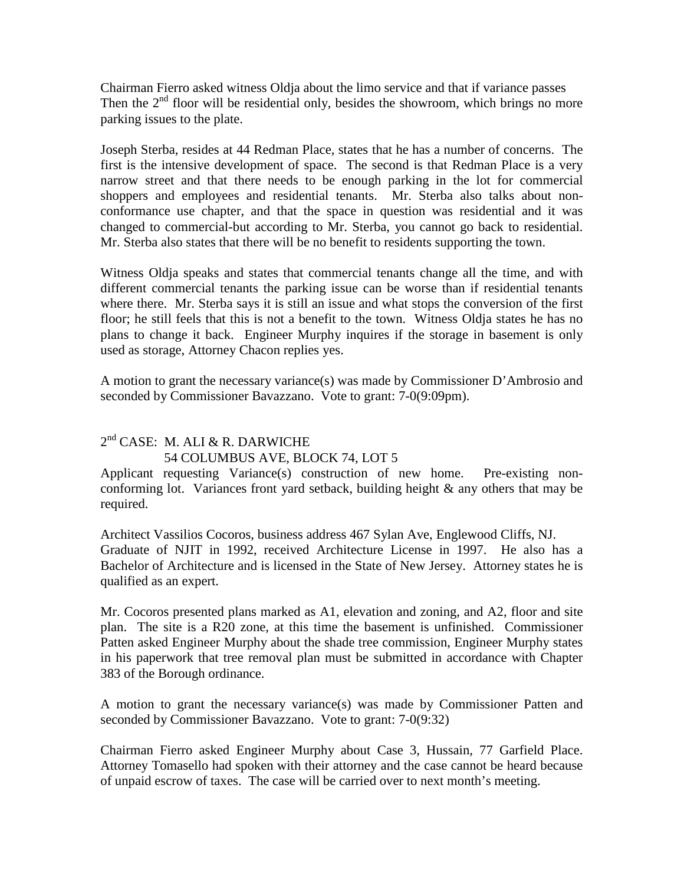Chairman Fierro asked witness Oldja about the limo service and that if variance passes Then the 2nd floor will be residential only, besides the showroom, which brings no more parking issues to the plate.

Joseph Sterba, resides at 44 Redman Place, states that he has a number of concerns. The first is the intensive development of space. The second is that Redman Place is a very narrow street and that there needs to be enough parking in the lot for commercial shoppers and employees and residential tenants. Mr. Sterba also talks about non-conformance use chapter, and that the space in question was residential and it was changed to commercial-but according to Mr. Sterba, you cannot go back to residential. Mr. Sterba also states that there will be no benefit to residents supporting the town.

Witness Oldja speaks and states that commercial tenants change all the time, and with different commercial tenants the parking issue can be worse than if residential tenants where there. Mr. Sterba says it is still an issue and what stops the conversion of the first floor; he still feels that this is not a benefit to the town. Witness Oldja states he has no plans to change it back. Engineer Murphy inquires if the storage in basement is only used as storage, Attorney Chacon replies yes.

A motion to grant the necessary variance(s) was made by Commissioner D'Ambrosio and seconded by Commissioner Bavazzano. Vote to grant: 7-0(9:09pm).

2nd CASE: M. ALI & R. DARWICHE
54 COLUMBUS AVE, BLOCK 74, LOT 5

Applicant requesting Variance(s) construction of new home. Pre-existing non-conforming lot. Variances front yard setback, building height & any others that may be required.

Architect Vassilios Cocoros, business address 467 Sylan Ave, Englewood Cliffs, NJ. Graduate of NJIT in 1992, received Architecture License in 1997. He also has a Bachelor of Architecture and is licensed in the State of New Jersey. Attorney states he is qualified as an expert.

Mr. Cocoros presented plans marked as A1, elevation and zoning, and A2, floor and site plan. The site is a R20 zone, at this time the basement is unfinished. Commissioner Patten asked Engineer Murphy about the shade tree commission, Engineer Murphy states in his paperwork that tree removal plan must be submitted in accordance with Chapter 383 of the Borough ordinance.

A motion to grant the necessary variance(s) was made by Commissioner Patten and seconded by Commissioner Bavazzano. Vote to grant: 7-0(9:32)

Chairman Fierro asked Engineer Murphy about Case 3, Hussain, 77 Garfield Place. Attorney Tomasello had spoken with their attorney and the case cannot be heard because of unpaid escrow of taxes. The case will be carried over to next month's meeting.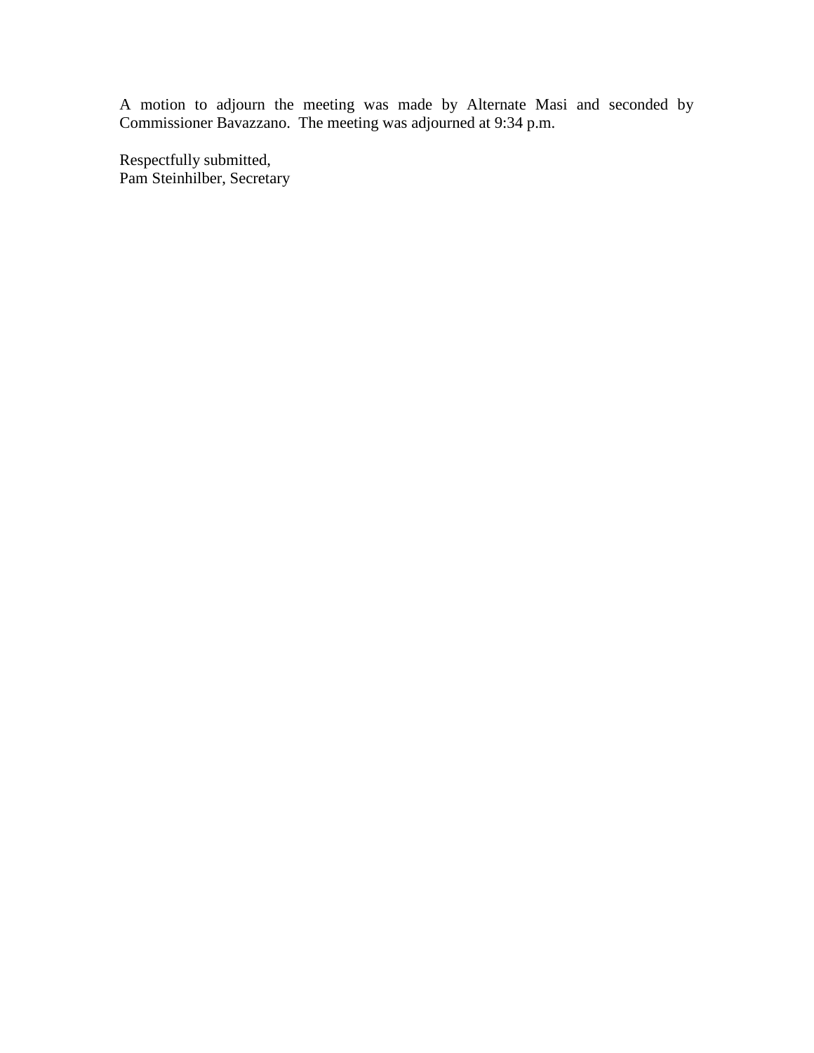A motion to adjourn the meeting was made by Alternate Masi and seconded by Commissioner Bavazzano. The meeting was adjourned at 9:34 p.m.

Respectfully submitted,
Pam Steinhilber, Secretary